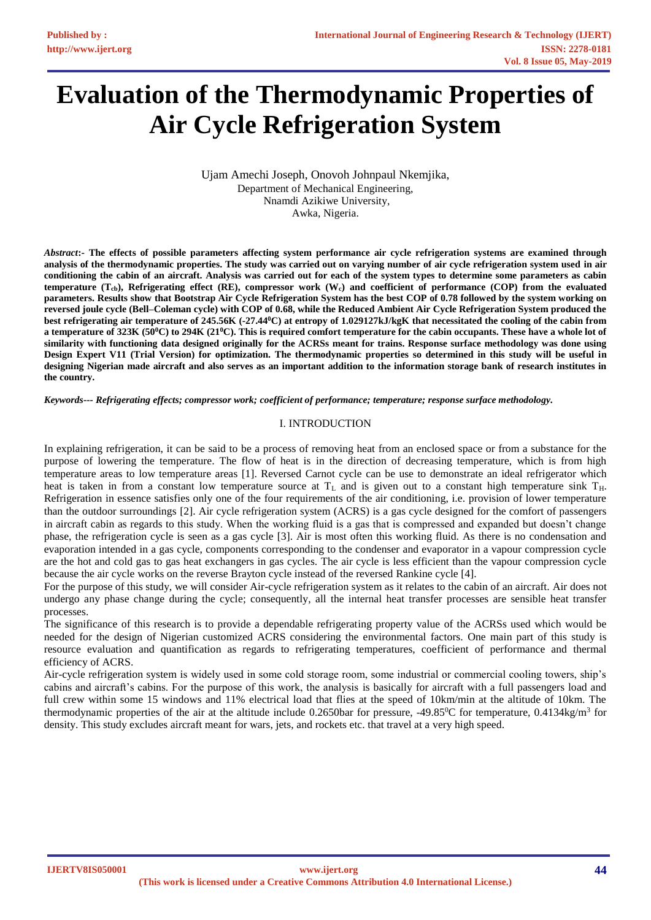# Evaluation of the Thermodynamic Properties of Air Cycle Refrigeration System

Ujam Amechi Joseph, Onovoh Johnpaul Nkemjika,
Department of Mechanical Engineering,
Nnamdi Azikiwe University,
Awka, Nigeria.

***Abstract*:- The effects of possible parameters affecting system performance air cycle refrigeration systems are examined through analysis of the thermodynamic properties. The study was carried out on varying number of air cycle refrigeration system used in air conditioning the cabin of an aircraft. Analysis was carried out for each of the system types to determine some parameters as cabin temperature ($T_{cb}$), Refrigerating effect (RE), compressor work ($W_c$) and coefficient of performance (COP) from the evaluated parameters. Results show that Bootstrap Air Cycle Refrigeration System has the best COP of 0.78 followed by the system working on reversed joule cycle (Bell–Coleman cycle) with COP of 0.68, while the Reduced Ambient Air Cycle Refrigeration System produced the best refrigerating air temperature of 245.56K (-27.44$^0$C) at entropy of 1.029127kJ/kgK that necessitated the cooling of the cabin from a temperature of 323K (50$^0$C) to 294K (21$^0$C). This is required comfort temperature for the cabin occupants. These have a whole lot of similarity with functioning data designed originally for the ACRSs meant for trains. Response surface methodology was done using Design Expert V11 (Trial Version) for optimization. The thermodynamic properties so determined in this study will be useful in designing Nigerian made aircraft and also serves as an important addition to the information storage bank of research institutes in the country.**

***Keywords--- Refrigerating effects; compressor work; coefficient of performance; temperature; response surface methodology.***

## I. INTRODUCTION

In explaining refrigeration, it can be said to be a process of removing heat from an enclosed space or from a substance for the purpose of lowering the temperature. The flow of heat is in the direction of decreasing temperature, which is from high temperature areas to low temperature areas [1]. Reversed Carnot cycle can be use to demonstrate an ideal refrigerator which heat is taken in from a constant low temperature source at $T_L$ and is given out to a constant high temperature sink $T_H$. Refrigeration in essence satisfies only one of the four requirements of the air conditioning, i.e. provision of lower temperature than the outdoor surroundings [2]. Air cycle refrigeration system (ACRS) is a gas cycle designed for the comfort of passengers in aircraft cabin as regards to this study. When the working fluid is a gas that is compressed and expanded but doesn't change phase, the refrigeration cycle is seen as a gas cycle [3]. Air is most often this working fluid. As there is no condensation and evaporation intended in a gas cycle, components corresponding to the condenser and evaporator in a vapour compression cycle are the hot and cold gas to gas heat exchangers in gas cycles. The air cycle is less efficient than the vapour compression cycle because the air cycle works on the reverse Brayton cycle instead of the reversed Rankine cycle [4].

For the purpose of this study, we will consider Air-cycle refrigeration system as it relates to the cabin of an aircraft. Air does not undergo any phase change during the cycle; consequently, all the internal heat transfer processes are sensible heat transfer processes.

The significance of this research is to provide a dependable refrigerating property value of the ACRSs used which would be needed for the design of Nigerian customized ACRS considering the environmental factors. One main part of this study is resource evaluation and quantification as regards to refrigerating temperatures, coefficient of performance and thermal efficiency of ACRS.

Air-cycle refrigeration system is widely used in some cold storage room, some industrial or commercial cooling towers, ship's cabins and aircraft's cabins. For the purpose of this work, the analysis is basically for aircraft with a full passengers load and full crew within some 15 windows and 11% electrical load that flies at the speed of 10km/min at the altitude of 10km. The thermodynamic properties of the air at the altitude include 0.2650bar for pressure, -49.85$^0$C for temperature, 0.4134kg/m$^3$ for density. This study excludes aircraft meant for wars, jets, and rockets etc. that travel at a very high speed.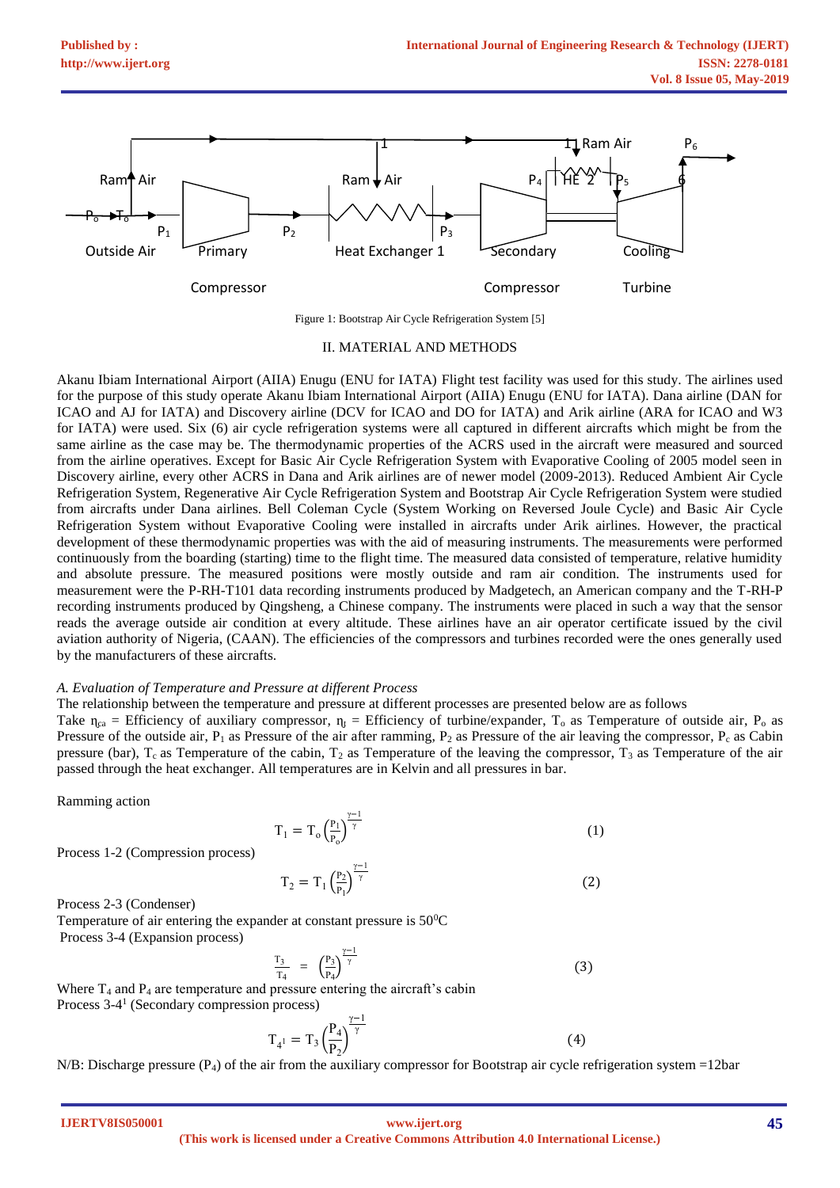Figure 1: Bootstrap Air Cycle Refrigeration System [5]

## II. MATERIAL AND METHODS

Akanu Ibiam International Airport (AIIA) Enugu (ENU for IATA) Flight test facility was used for this study. The airlines used for the purpose of this study operate Akanu Ibiam International Airport (AIIA) Enugu (ENU for IATA). Dana airline (DAN for ICAO and AJ for IATA) and Discovery airline (DCV for ICAO and DO for IATA) and Arik airline (ARA for ICAO and W3 for IATA) were used. Six (6) air cycle refrigeration systems were all captured in different aircrafts which might be from the same airline as the case may be. The thermodynamic properties of the ACRS used in the aircraft were measured and sourced from the airline operatives. Except for Basic Air Cycle Refrigeration System with Evaporative Cooling of 2005 model seen in Discovery airline, every other ACRS in Dana and Arik airlines are of newer model (2009-2013). Reduced Ambient Air Cycle Refrigeration System, Regenerative Air Cycle Refrigeration System and Bootstrap Air Cycle Refrigeration System were studied from aircrafts under Dana airlines. Bell Coleman Cycle (System Working on Reversed Joule Cycle) and Basic Air Cycle Refrigeration System without Evaporative Cooling were installed in aircrafts under Arik airlines. However, the practical development of these thermodynamic properties was with the aid of measuring instruments. The measurements were performed continuously from the boarding (starting) time to the flight time. The measured data consisted of temperature, relative humidity and absolute pressure. The measured positions were mostly outside and ram air condition. The instruments used for measurement were the P-RH-T101 data recording instruments produced by Madgetech, an American company and the T-RH-P recording instruments produced by Qingsheng, a Chinese company. The instruments were placed in such a way that the sensor reads the average outside air condition at every altitude. These airlines have an air operator certificate issued by the civil aviation authority of Nigeria, (CAAN). The efficiencies of the compressors and turbines recorded were the ones generally used by the manufacturers of these aircrafts.

### *A. Evaluation of Temperature and Pressure at different Process*

The relationship between the temperature and pressure at different processes are presented below are as follows

Take $\eta_{ca}$ = Efficiency of auxiliary compressor, $\eta_t$ = Efficiency of turbine/expander, $T_o$ as Temperature of outside air, $P_o$ as Pressure of the outside air, $P_1$ as Pressure of the air after ramming, $P_2$ as Pressure of the air leaving the compressor, $P_c$ as Cabin pressure (bar), $T_c$ as Temperature of the cabin, $T_2$ as Temperature of the leaving the compressor, $T_3$ as Temperature of the air passed through the heat exchanger. All temperatures are in Kelvin and all pressures in bar.

Ramming action

$$T_1 = T_o\left(\frac{P_1}{P_o}\right)^{\frac{\gamma-1}{\gamma}} \tag{1}$$

Process 1-2 (Compression process)

$$T_2 = T_1\left(\frac{P_2}{P_1}\right)^{\frac{\gamma-1}{\gamma}} \tag{2}$$

Process 2-3 (Condenser)

Temperature of air entering the expander at constant pressure is 50$^0$C

Process 3-4 (Expansion process)

$$\frac{T_3}{T_4} = \left(\frac{P_3}{P_4}\right)^{\frac{\gamma-1}{\gamma}} \tag{3}$$

Where $T_4$ and $P_4$ are temperature and pressure entering the aircraft's cabin

Process 3-4$^1$ (Secondary compression process)

$$T_{4^1} = T_3\left(\frac{P_4}{P_2}\right)^{\frac{\gamma-1}{\gamma}} \tag{4}$$

N/B: Discharge pressure ($P_4$) of the air from the auxiliary compressor for Bootstrap air cycle refrigeration system =12bar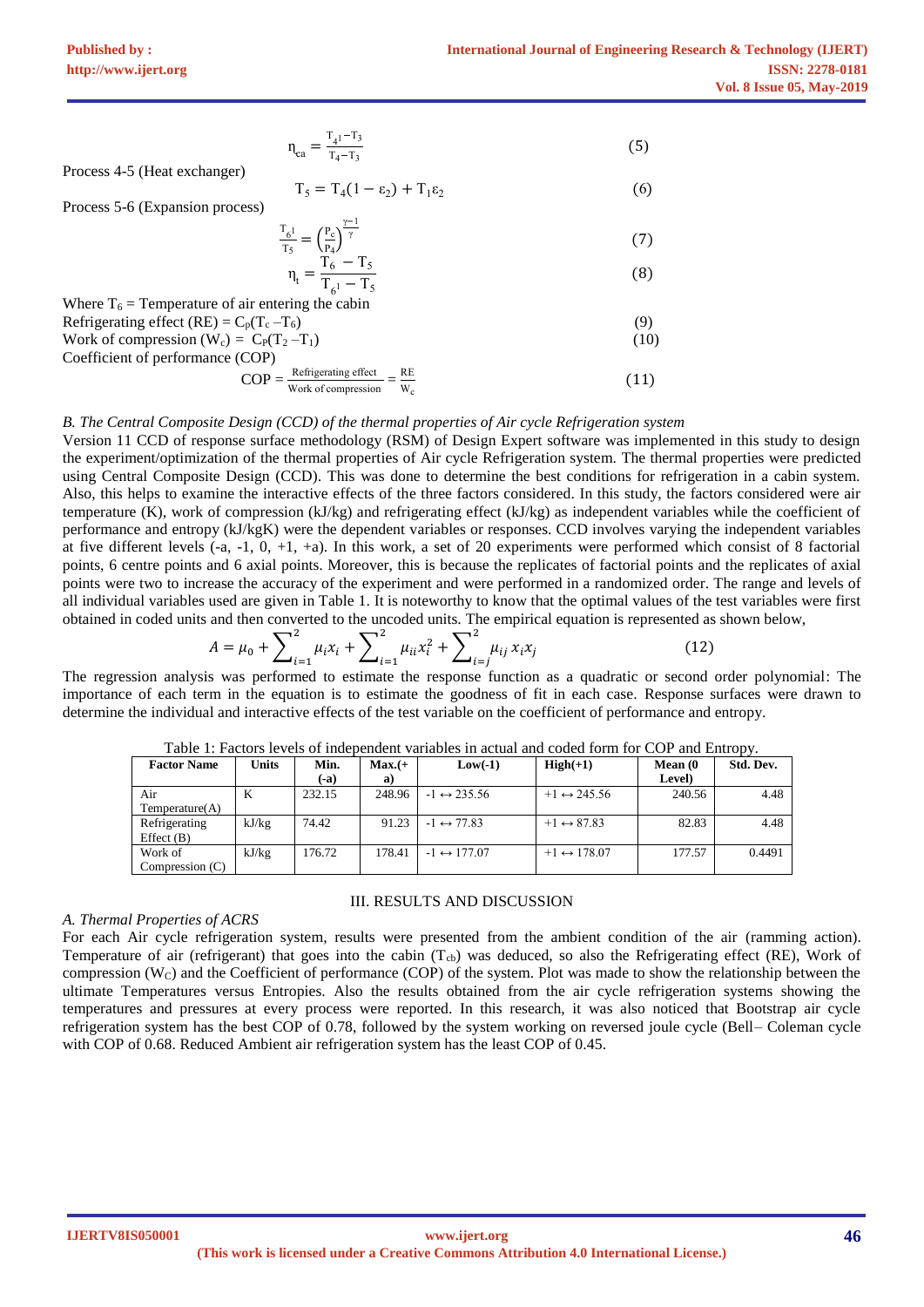$$\eta_{ca} = \frac{T_4{}^1 - T_3}{T_4 - T_3} \quad (5)$$

Process 4-5 (Heat exchanger)

$$T_5 = T_4(1 - \varepsilon_2) + T_1\varepsilon_2 \quad (6)$$

Process 5-6 (Expansion process)

$$\frac{T_6{}^1}{T_5} = \left(\frac{P_c}{P_4}\right)^{\frac{\gamma-1}{\gamma}} \quad (7)$$

$$\eta_t = \frac{T_6 - T_5}{T_6{}^1 - T_5} \quad (8)$$

Where $T_6$ = Temperature of air entering the cabin

Refrigerating effect (RE) = $C_p(T_c - T_6)$ (9)

Work of compression ($W_c$) = $C_P(T_2 - T_1)$ (10)

Coefficient of performance (COP)

$$\text{COP} = \frac{\text{Refrigerating effect}}{\text{Work of compression}} = \frac{\text{RE}}{W_c} \quad (11)$$

*B. The Central Composite Design (CCD) of the thermal properties of Air cycle Refrigeration system*

Version 11 CCD of response surface methodology (RSM) of Design Expert software was implemented in this study to design the experiment/optimization of the thermal properties of Air cycle Refrigeration system. The thermal properties were predicted using Central Composite Design (CCD). This was done to determine the best conditions for refrigeration in a cabin system. Also, this helps to examine the interactive effects of the three factors considered. In this study, the factors considered were air temperature (K), work of compression (kJ/kg) and refrigerating effect (kJ/kg) as independent variables while the coefficient of performance and entropy (kJ/kgK) were the dependent variables or responses. CCD involves varying the independent variables at five different levels (-a, -1, 0, +1, +a). In this work, a set of 20 experiments were performed which consist of 8 factorial points, 6 centre points and 6 axial points. Moreover, this is because the replicates of factorial points and the replicates of axial points were two to increase the accuracy of the experiment and were performed in a randomized order. The range and levels of all individual variables used are given in Table 1. It is noteworthy to know that the optimal values of the test variables were first obtained in coded units and then converted to the uncoded units. The empirical equation is represented as shown below,

$$A = \mu_0 + \sum_{i=1}^{2} \mu_i x_i + \sum_{i=1}^{2} \mu_{ii} x_i^2 + \sum_{i=j}^{2} \mu_{ij} x_i x_j \quad (12)$$

The regression analysis was performed to estimate the response function as a quadratic or second order polynomial: The importance of each term in the equation is to estimate the goodness of fit in each case. Response surfaces were drawn to determine the individual and interactive effects of the test variable on the coefficient of performance and entropy.

Table 1: Factors levels of independent variables in actual and coded form for COP and Entropy.

| Factor Name | Units | Min. (-a) | Max.(+ a) | Low(-1) | High(+1) | Mean (0 Level) | Std. Dev. |
|---|---|---|---|---|---|---|---|
| Air Temperature(A) | K | 232.15 | 248.96 | -1 ↔ 235.56 | +1 ↔ 245.56 | 240.56 | 4.48 |
| Refrigerating Effect (B) | kJ/kg | 74.42 | 91.23 | -1 ↔ 77.83 | +1 ↔ 87.83 | 82.83 | 4.48 |
| Work of Compression (C) | kJ/kg | 176.72 | 178.41 | -1 ↔ 177.07 | +1 ↔ 178.07 | 177.57 | 0.4491 |

## III. RESULTS AND DISCUSSION

*A. Thermal Properties of ACRS*

For each Air cycle refrigeration system, results were presented from the ambient condition of the air (ramming action). Temperature of air (refrigerant) that goes into the cabin ($T_{cb}$) was deduced, so also the Refrigerating effect (RE), Work of compression ($W_C$) and the Coefficient of performance (COP) of the system. Plot was made to show the relationship between the ultimate Temperatures versus Entropies. Also the results obtained from the air cycle refrigeration systems showing the temperatures and pressures at every process were reported. In this research, it was also noticed that Bootstrap air cycle refrigeration system has the best COP of 0.78, followed by the system working on reversed joule cycle (Bell– Coleman cycle with COP of 0.68. Reduced Ambient air refrigeration system has the least COP of 0.45.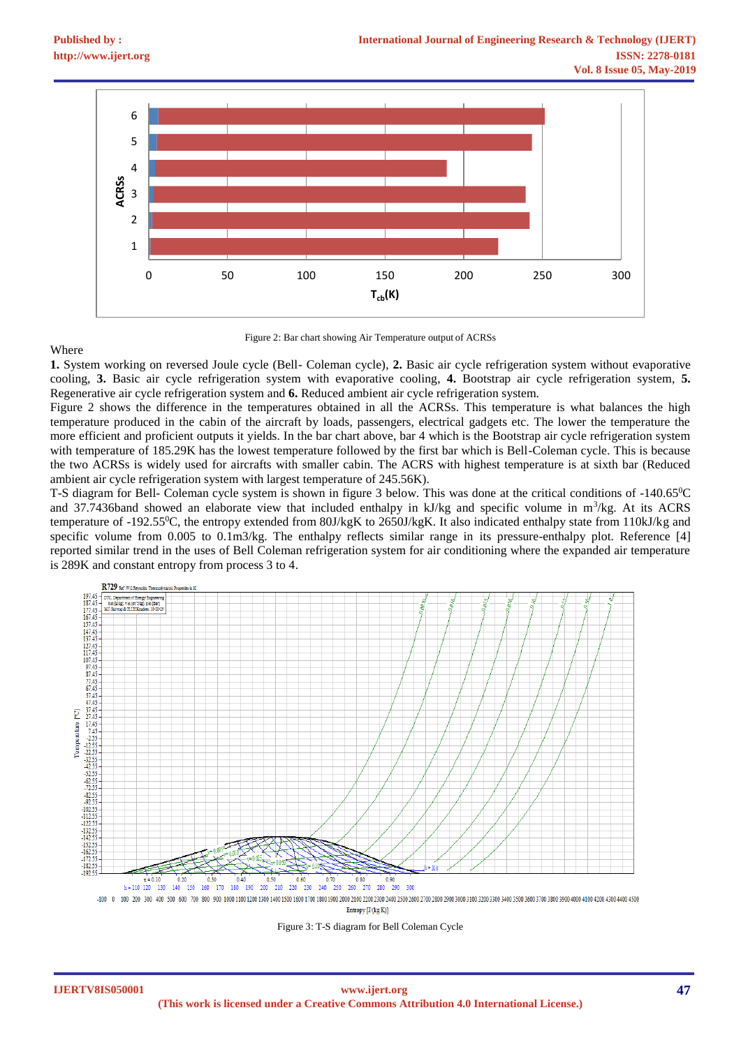Figure 2: Bar chart showing Air Temperature output of ACRSs

Where

**1.** System working on reversed Joule cycle (Bell- Coleman cycle), **2.** Basic air cycle refrigeration system without evaporative cooling, **3.** Basic air cycle refrigeration system with evaporative cooling, **4.** Bootstrap air cycle refrigeration system, **5.** Regenerative air cycle refrigeration system and **6.** Reduced ambient air cycle refrigeration system.

Figure 2 shows the difference in the temperatures obtained in all the ACRSs. This temperature is what balances the high temperature produced in the cabin of the aircraft by loads, passengers, electrical gadgets etc. The lower the temperature the more efficient and proficient outputs it yields. In the bar chart above, bar 4 which is the Bootstrap air cycle refrigeration system with temperature of 185.29K has the lowest temperature followed by the first bar which is Bell-Coleman cycle. This is because the two ACRSs is widely used for aircrafts with smaller cabin. The ACRS with highest temperature is at sixth bar (Reduced ambient air cycle refrigeration system with largest temperature of 245.56K).

T-S diagram for Bell- Coleman cycle system is shown in figure 3 below. This was done at the critical conditions of -140.65$^{0}$C and 37.7436band showed an elaborate view that included enthalpy in kJ/kg and specific volume in m$^{3}$/kg. At its ACRS temperature of -192.55$^{0}$C, the entropy extended from 80J/kgK to 2650J/kgK. It also indicated enthalpy state from 110kJ/kg and specific volume from 0.005 to 0.1m3/kg. The enthalpy reflects similar range in its pressure-enthalpy plot. Reference [4] reported similar trend in the uses of Bell Coleman refrigeration system for air conditioning where the expanded air temperature is 289K and constant entropy from process 3 to 4.

Figure 3: T-S diagram for Bell Coleman Cycle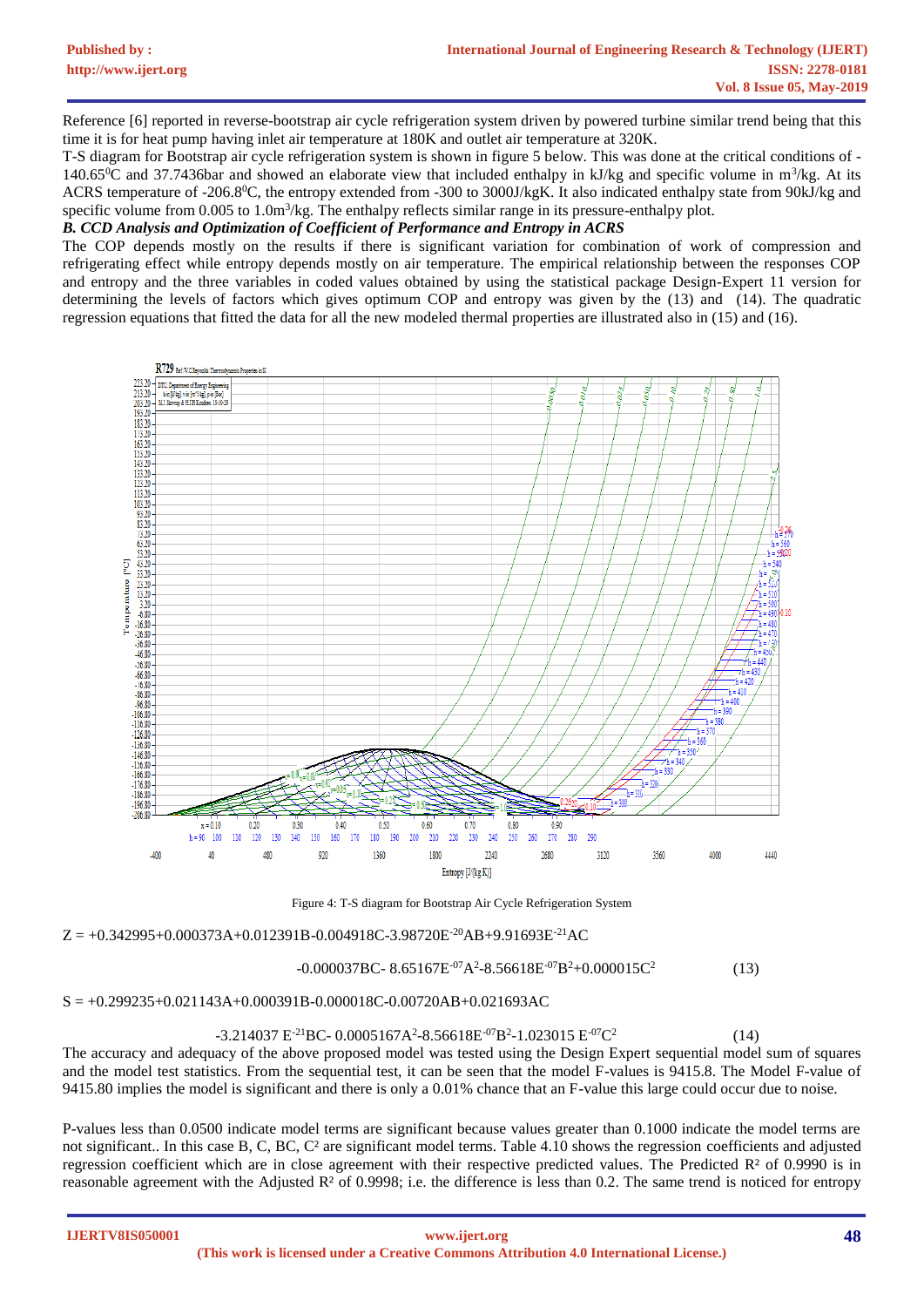Reference [6] reported in reverse-bootstrap air cycle refrigeration system driven by powered turbine similar trend being that this time it is for heat pump having inlet air temperature at 180K and outlet air temperature at 320K.

T-S diagram for Bootstrap air cycle refrigeration system is shown in figure 5 below. This was done at the critical conditions of -140.65°C and 37.7436bar and showed an elaborate view that included enthalpy in kJ/kg and specific volume in $m^3$/kg. At its ACRS temperature of -206.8°C, the entropy extended from -300 to 3000J/kgK. It also indicated enthalpy state from 90kJ/kg and specific volume from 0.005 to 1.0$m^3$/kg. The enthalpy reflects similar range in its pressure-enthalpy plot.

### *B. CCD Analysis and Optimization of Coefficient of Performance and Entropy in ACRS*

The COP depends mostly on the results if there is significant variation for combination of work of compression and refrigerating effect while entropy depends mostly on air temperature. The empirical relationship between the responses COP and entropy and the three variables in coded values obtained by using the statistical package Design-Expert 11 version for determining the levels of factors which gives optimum COP and entropy was given by the (13) and (14). The quadratic regression equations that fitted the data for all the new modeled thermal properties are illustrated also in (15) and (16).

Figure 4: T-S diagram for Bootstrap Air Cycle Refrigeration System

$$Z = +0.342995+0.000373A+0.012391B-0.004918C-3.98720E^{-20}AB+9.91693E^{-21}AC$$
$$-0.000037BC- 8.65167E^{-07}A^2-8.56618E^{-07}B^2+0.000015C^2 \qquad (13)$$

$$S = +0.299235+0.021143A+0.000391B-0.000018C-0.00720AB+0.021693AC$$
$$-3.214037 E^{-21}BC- 0.0005167A^2-8.56618E^{-07}B^2-1.023015 E^{-07}C^2 \qquad (14)$$

The accuracy and adequacy of the above proposed model was tested using the Design Expert sequential model sum of squares and the model test statistics. From the sequential test, it can be seen that the model F-values is 9415.8. The Model F-value of 9415.80 implies the model is significant and there is only a 0.01% chance that an F-value this large could occur due to noise.

P-values less than 0.0500 indicate model terms are significant because values greater than 0.1000 indicate the model terms are not significant.. In this case B, C, BC, $C^2$ are significant model terms. Table 4.10 shows the regression coefficients and adjusted regression coefficient which are in close agreement with their respective predicted values. The Predicted $R^2$ of 0.9990 is in reasonable agreement with the Adjusted $R^2$ of 0.9998; i.e. the difference is less than 0.2. The same trend is noticed for entropy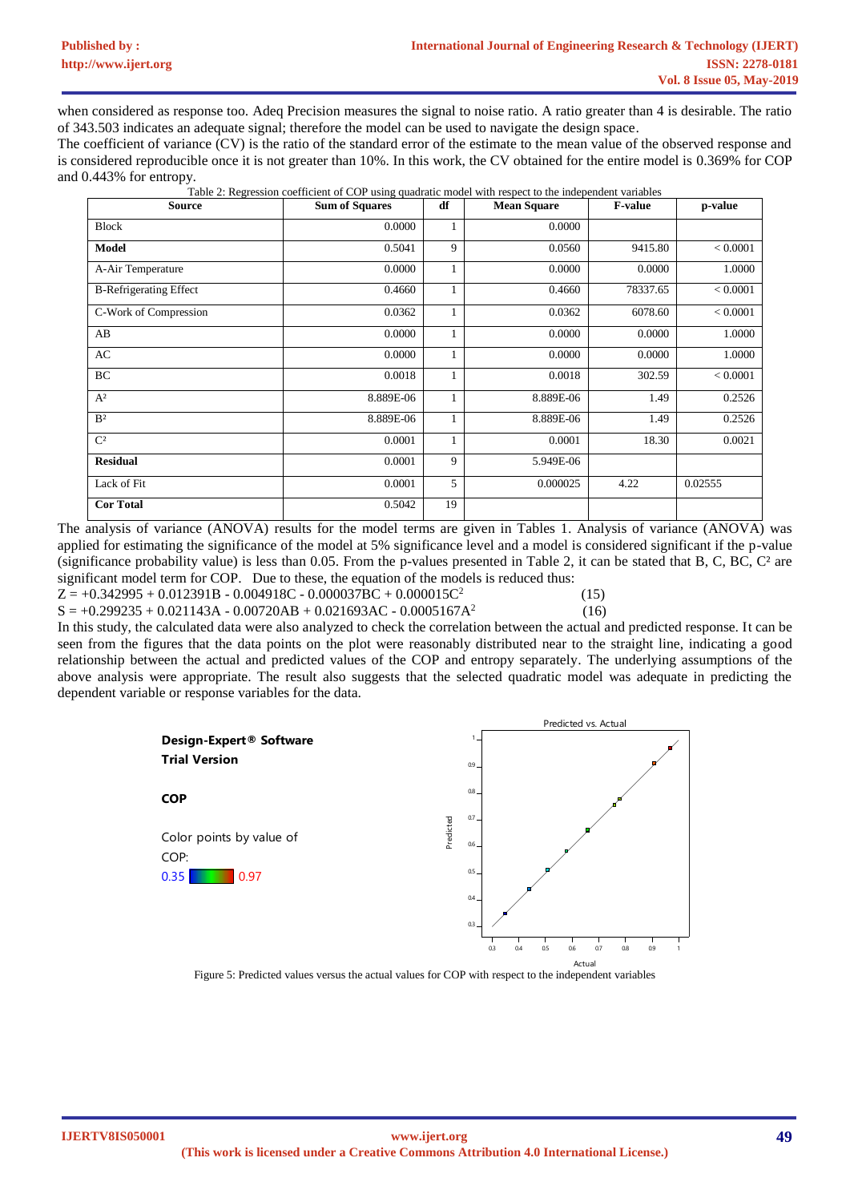when considered as response too. Adeq Precision measures the signal to noise ratio. A ratio greater than 4 is desirable. The ratio of 343.503 indicates an adequate signal; therefore the model can be used to navigate the design space.

The coefficient of variance (CV) is the ratio of the standard error of the estimate to the mean value of the observed response and is considered reproducible once it is not greater than 10%. In this work, the CV obtained for the entire model is 0.369% for COP and 0.443% for entropy.

Table 2: Regression coefficient of COP using quadratic model with respect to the independent variables

| Source | Sum of Squares | df | Mean Square | F-value | p-value |
|---|---|---|---|---|---|
| Block | 0.0000 | 1 | 0.0000 | | |
| **Model** | 0.5041 | 9 | 0.0560 | 9415.80 | < 0.0001 |
| A-Air Temperature | 0.0000 | 1 | 0.0000 | 0.0000 | 1.0000 |
| B-Refrigerating Effect | 0.4660 | 1 | 0.4660 | 78337.65 | < 0.0001 |
| C-Work of Compression | 0.0362 | 1 | 0.0362 | 6078.60 | < 0.0001 |
| AB | 0.0000 | 1 | 0.0000 | 0.0000 | 1.0000 |
| AC | 0.0000 | 1 | 0.0000 | 0.0000 | 1.0000 |
| BC | 0.0018 | 1 | 0.0018 | 302.59 | < 0.0001 |
| $A^2$ | 8.889E-06 | 1 | 8.889E-06 | 1.49 | 0.2526 |
| $B^2$ | 8.889E-06 | 1 | 8.889E-06 | 1.49 | 0.2526 |
| $C^2$ | 0.0001 | 1 | 0.0001 | 18.30 | 0.0021 |
| **Residual** | 0.0001 | 9 | 5.949E-06 | | |
| Lack of Fit | 0.0001 | 5 | 0.000025 | 4.22 | 0.02555 |
| **Cor Total** | 0.5042 | 19 | | | |

The analysis of variance (ANOVA) results for the model terms are given in Tables 1. Analysis of variance (ANOVA) was applied for estimating the significance of the model at 5% significance level and a model is considered significant if the p-value (significance probability value) is less than 0.05. From the p-values presented in Table 2, it can be stated that B, C, BC, $C^2$ are significant model term for COP. Due to these, the equation of the models is reduced thus:

$$Z = +0.342995 + 0.012391B - 0.004918C - 0.000037BC + 0.000015C^2 \quad (15)$$

$$S = +0.299235 + 0.021143A - 0.00720AB + 0.021693AC - 0.0005167A^2 \quad (16)$$

In this study, the calculated data were also analyzed to check the correlation between the actual and predicted response. It can be seen from the figures that the data points on the plot were reasonably distributed near to the straight line, indicating a good relationship between the actual and predicted values of the COP and entropy separately. The underlying assumptions of the above analysis were appropriate. The result also suggests that the selected quadratic model was adequate in predicting the dependent variable or response variables for the data.

Figure 5: Predicted values versus the actual values for COP with respect to the independent variables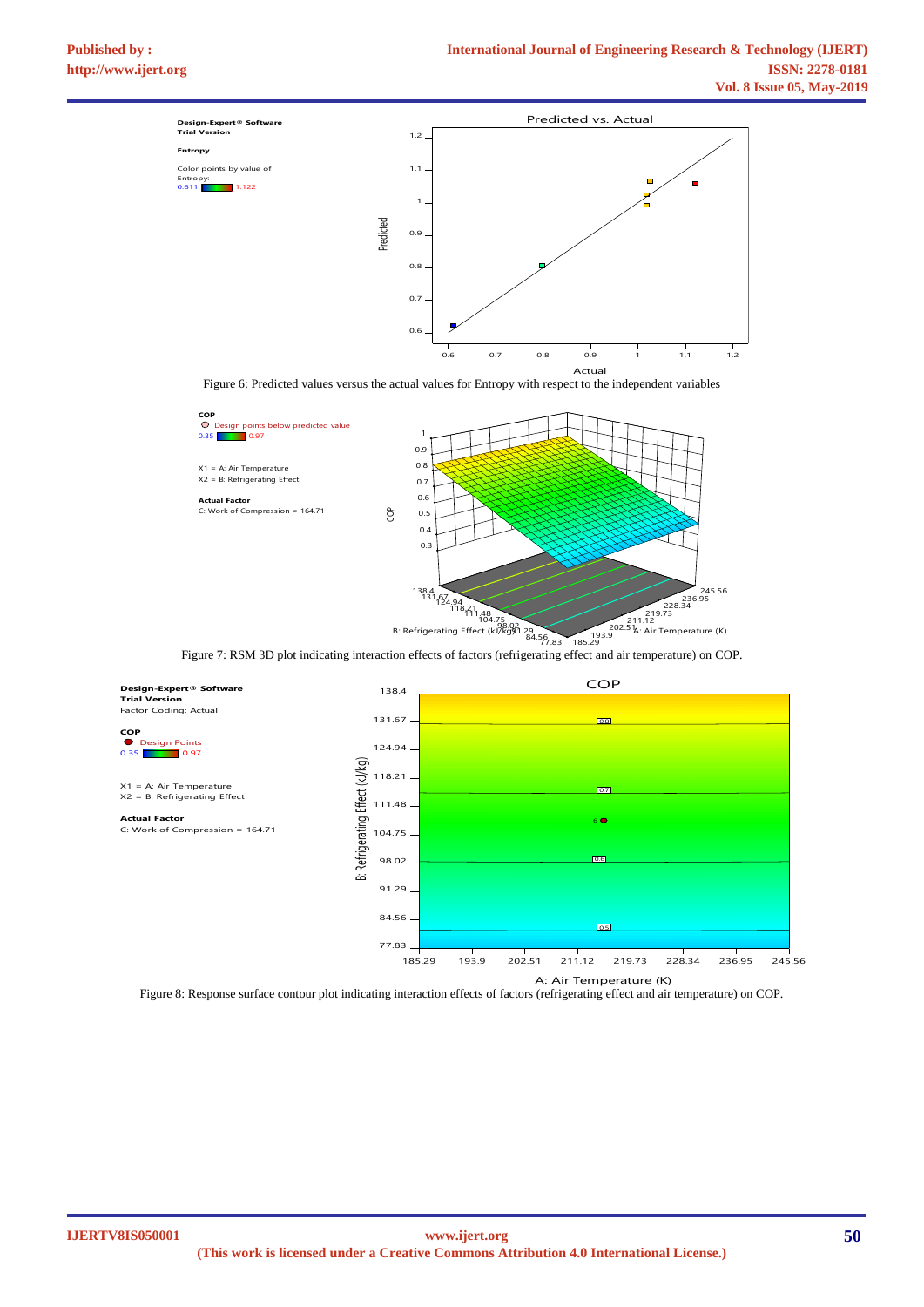Figure 6: Predicted values versus the actual values for Entropy with respect to the independent variables

Figure 7: RSM 3D plot indicating interaction effects of factors (refrigerating effect and air temperature) on COP.

Figure 8: Response surface contour plot indicating interaction effects of factors (refrigerating effect and air temperature) on COP.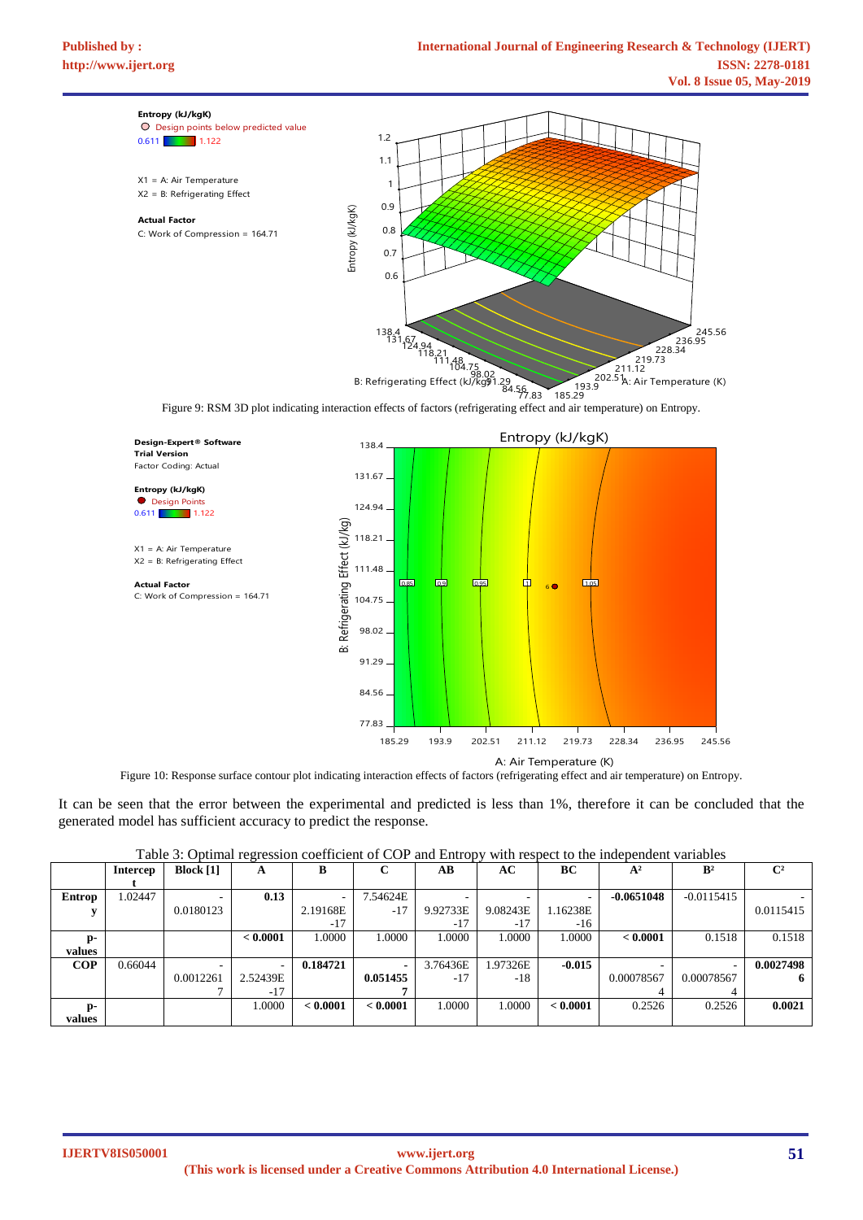Figure 9: RSM 3D plot indicating interaction effects of factors (refrigerating effect and air temperature) on Entropy.

Figure 10: Response surface contour plot indicating interaction effects of factors (refrigerating effect and air temperature) on Entropy.

It can be seen that the error between the experimental and predicted is less than 1%, therefore it can be concluded that the generated model has sufficient accuracy to predict the response.

Table 3: Optimal regression coefficient of COP and Entropy with respect to the independent variables

| | Intercept | Block [1] | A | B | C | AB | AC | BC | A² | B² | C² |
|---|---|---|---|---|---|---|---|---|---|---|---|
| **Entropy** | 1.02447 | -0.0180123 | **0.13** | -2.19168E-17 | 7.54624E-17 | -9.92733E-17 | -9.08243E-17 | -1.16238E-16 | **-0.0651048** | -0.0115415 | -0.0115415 |
| **p-values** | | | **< 0.0001** | 1.0000 | 1.0000 | 1.0000 | 1.0000 | 1.0000 | **< 0.0001** | 0.1518 | 0.1518 |
| **COP** | 0.66044 | -0.00122617 | -2.52439E-17 | **0.184721** | **-0.0514557** | 3.76436E-17 | 1.97326E-18 | **-0.015** | -0.000785674 | -0.000785674 | **0.00274986** |
| **p-values** | | | 1.0000 | **< 0.0001** | **< 0.0001** | 1.0000 | 1.0000 | **< 0.0001** | 0.2526 | 0.2526 | **0.0021** |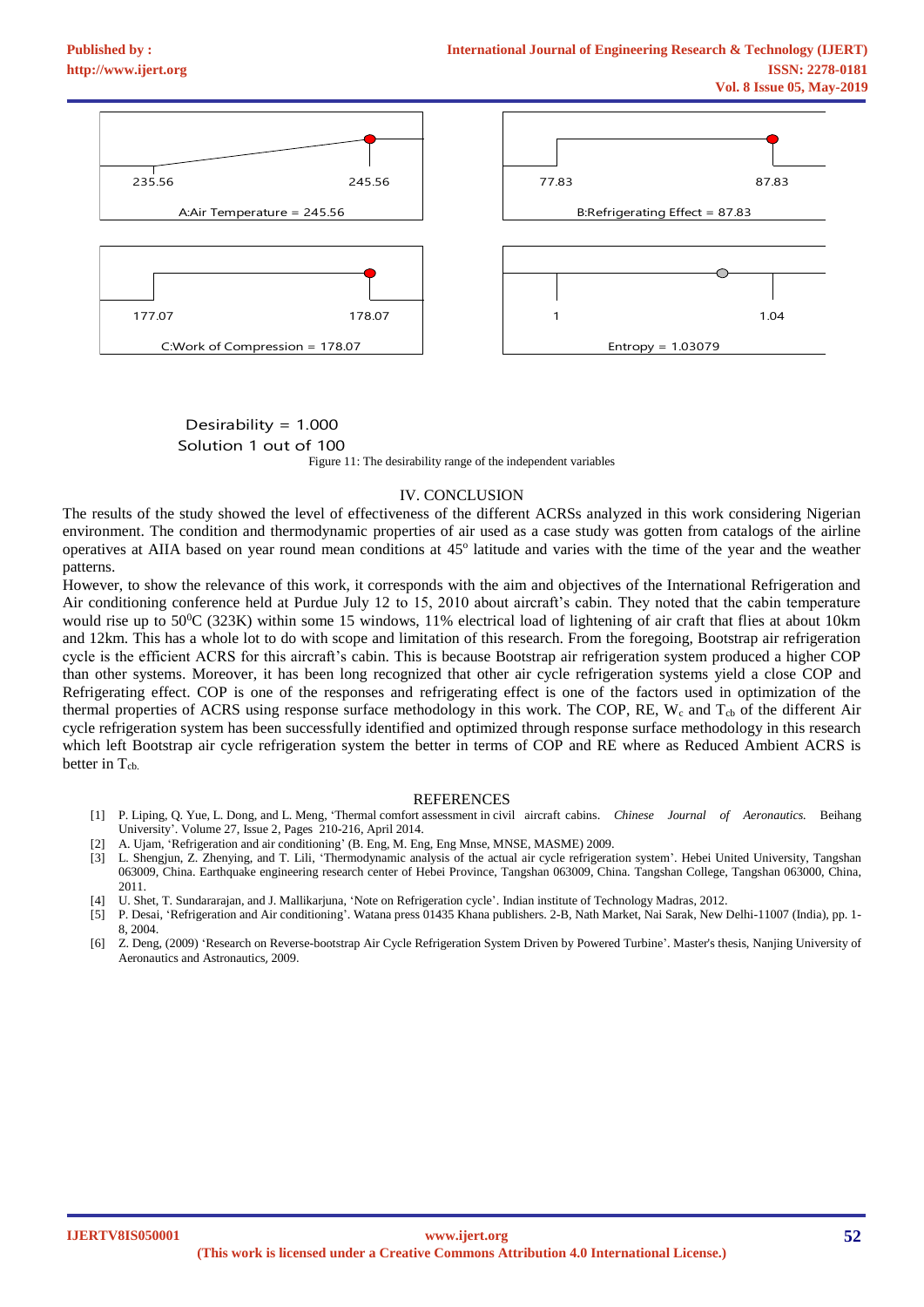235.56

245.56

A:Air Temperature = 245.56

77.83

87.83

B:Refrigerating Effect = 87.83

177.07

178.07

C:Work of Compression = 178.07

1

1.04

Entropy = 1.03079

Desirability = 1.000

Solution 1 out of 100

Figure 11: The desirability range of the independent variables

## IV. CONCLUSION

The results of the study showed the level of effectiveness of the different ACRSs analyzed in this work considering Nigerian environment. The condition and thermodynamic properties of air used as a case study was gotten from catalogs of the airline operatives at AIIA based on year round mean conditions at 45$^{o}$ latitude and varies with the time of the year and the weather patterns.

However, to show the relevance of this work, it corresponds with the aim and objectives of the International Refrigeration and Air conditioning conference held at Purdue July 12 to 15, 2010 about aircraft's cabin. They noted that the cabin temperature would rise up to 50$^{0}$C (323K) within some 15 windows, 11% electrical load of lightening of air craft that flies at about 10km and 12km. This has a whole lot to do with scope and limitation of this research. From the foregoing, Bootstrap air refrigeration cycle is the efficient ACRS for this aircraft's cabin. This is because Bootstrap air refrigeration system produced a higher COP than other systems. Moreover, it has been long recognized that other air cycle refrigeration systems yield a close COP and Refrigerating effect. COP is one of the responses and refrigerating effect is one of the factors used in optimization of the thermal properties of ACRS using response surface methodology in this work. The COP, RE, $W_c$ and $T_{cb}$ of the different Air cycle refrigeration system has been successfully identified and optimized through response surface methodology in this research which left Bootstrap air cycle refrigeration system the better in terms of COP and RE where as Reduced Ambient ACRS is better in $T_{cb.}$

## REFERENCES

[1] P. Liping, Q. Yue, L. Dong, and L. Meng, 'Thermal comfort assessment in civil aircraft cabins. *Chinese Journal of Aeronautics.* Beihang University'. Volume 27, Issue 2, Pages 210-216, April 2014.

[2] A. Ujam, 'Refrigeration and air conditioning' (B. Eng, M. Eng, Eng Mnse, MNSE, MASME) 2009.

[3] L. Shengjun, Z. Zhenying, and T. Lili, 'Thermodynamic analysis of the actual air cycle refrigeration system'. Hebei United University, Tangshan 063009, China. Earthquake engineering research center of Hebei Province, Tangshan 063009, China. Tangshan College, Tangshan 063000, China, 2011.

[4] U. Shet, T. Sundararajan, and J. Mallikarjuna, 'Note on Refrigeration cycle'. Indian institute of Technology Madras, 2012.

[5] P. Desai, 'Refrigeration and Air conditioning'. Watana press 01435 Khana publishers. 2-B, Nath Market, Nai Sarak, New Delhi-11007 (India), pp. 1-8, 2004.

[6] Z. Deng, (2009) 'Research on Reverse-bootstrap Air Cycle Refrigeration System Driven by Powered Turbine'. Master's thesis, Nanjing University of Aeronautics and Astronautics, 2009.